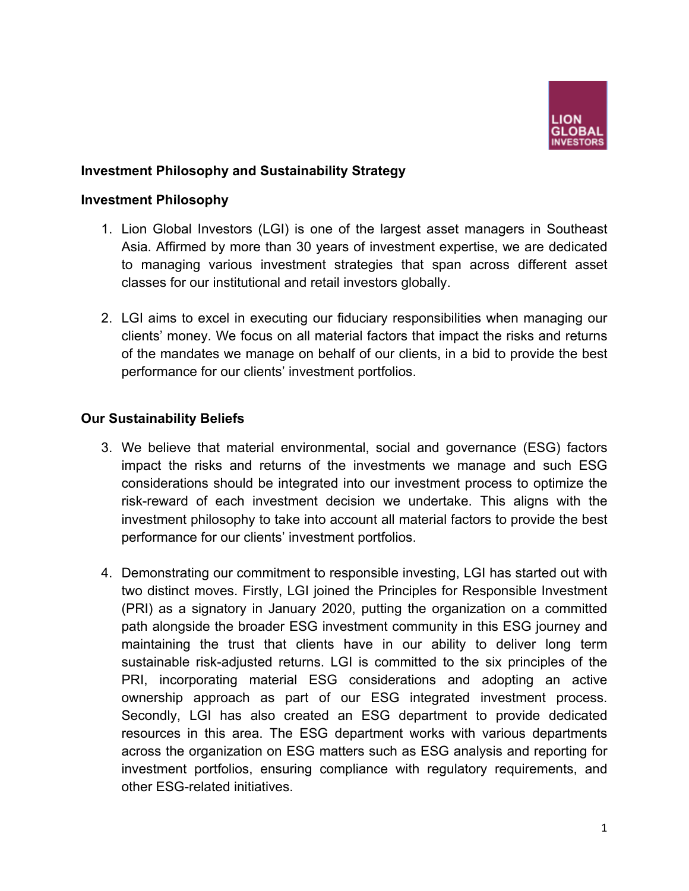**Investment Philosophy and Sustainability Strategy**

**Investment Philosophy**

1. Lion Global Investors (LGI) is one of the largest asset managers in Southeast Asia. Affirmed by more than 30 years of investment expertise, we are dedicated to managing various investment strategies that span across different asset classes for our institutional and retail investors globally.

2. LGI aims to excel in executing our fiduciary responsibilities when managing our clients' money. We focus on all material factors that impact the risks and returns of the mandates we manage on behalf of our clients, in a bid to provide the best performance for our clients' investment portfolios.

**Our Sustainability Beliefs**

3. We believe that material environmental, social and governance (ESG) factors impact the risks and returns of the investments we manage and such ESG considerations should be integrated into our investment process to optimize the risk-reward of each investment decision we undertake. This aligns with the investment philosophy to take into account all material factors to provide the best performance for our clients' investment portfolios.

4. Demonstrating our commitment to responsible investing, LGI has started out with two distinct moves. Firstly, LGI joined the Principles for Responsible Investment (PRI) as a signatory in January 2020, putting the organization on a committed path alongside the broader ESG investment community in this ESG journey and maintaining the trust that clients have in our ability to deliver long term sustainable risk-adjusted returns. LGI is committed to the six principles of the PRI, incorporating material ESG considerations and adopting an active ownership approach as part of our ESG integrated investment process. Secondly, LGI has also created an ESG department to provide dedicated resources in this area. The ESG department works with various departments across the organization on ESG matters such as ESG analysis and reporting for investment portfolios, ensuring compliance with regulatory requirements, and other ESG-related initiatives.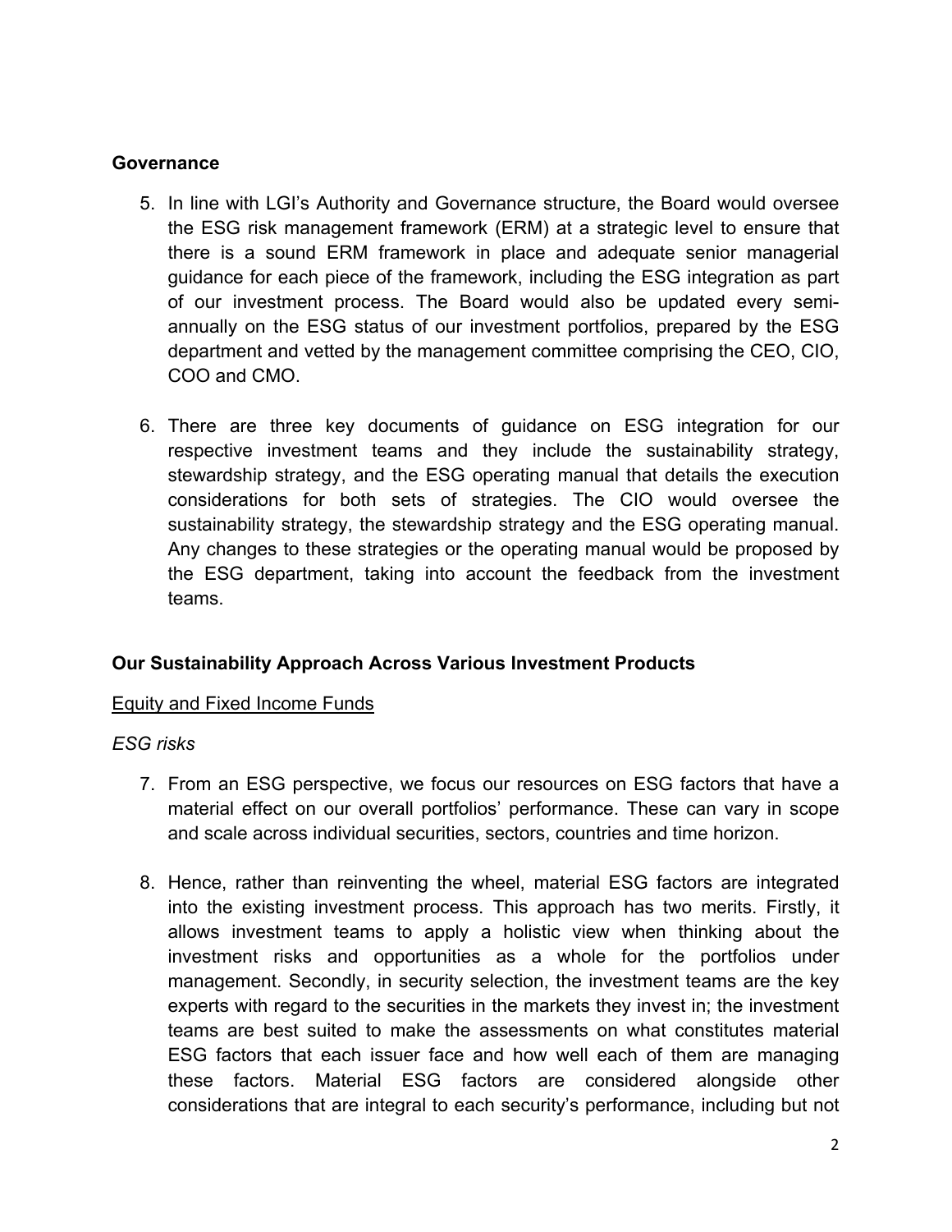**Governance**

5. In line with LGI's Authority and Governance structure, the Board would oversee the ESG risk management framework (ERM) at a strategic level to ensure that there is a sound ERM framework in place and adequate senior managerial guidance for each piece of the framework, including the ESG integration as part of our investment process. The Board would also be updated every semi-annually on the ESG status of our investment portfolios, prepared by the ESG department and vetted by the management committee comprising the CEO, CIO, COO and CMO.

6. There are three key documents of guidance on ESG integration for our respective investment teams and they include the sustainability strategy, stewardship strategy, and the ESG operating manual that details the execution considerations for both sets of strategies. The CIO would oversee the sustainability strategy, the stewardship strategy and the ESG operating manual. Any changes to these strategies or the operating manual would be proposed by the ESG department, taking into account the feedback from the investment teams.

**Our Sustainability Approach Across Various Investment Products**

<u>Equity and Fixed Income Funds</u>

*ESG risks*

7. From an ESG perspective, we focus our resources on ESG factors that have a material effect on our overall portfolios' performance. These can vary in scope and scale across individual securities, sectors, countries and time horizon.

8. Hence, rather than reinventing the wheel, material ESG factors are integrated into the existing investment process. This approach has two merits. Firstly, it allows investment teams to apply a holistic view when thinking about the investment risks and opportunities as a whole for the portfolios under management. Secondly, in security selection, the investment teams are the key experts with regard to the securities in the markets they invest in; the investment teams are best suited to make the assessments on what constitutes material ESG factors that each issuer face and how well each of them are managing these factors. Material ESG factors are considered alongside other considerations that are integral to each security's performance, including but not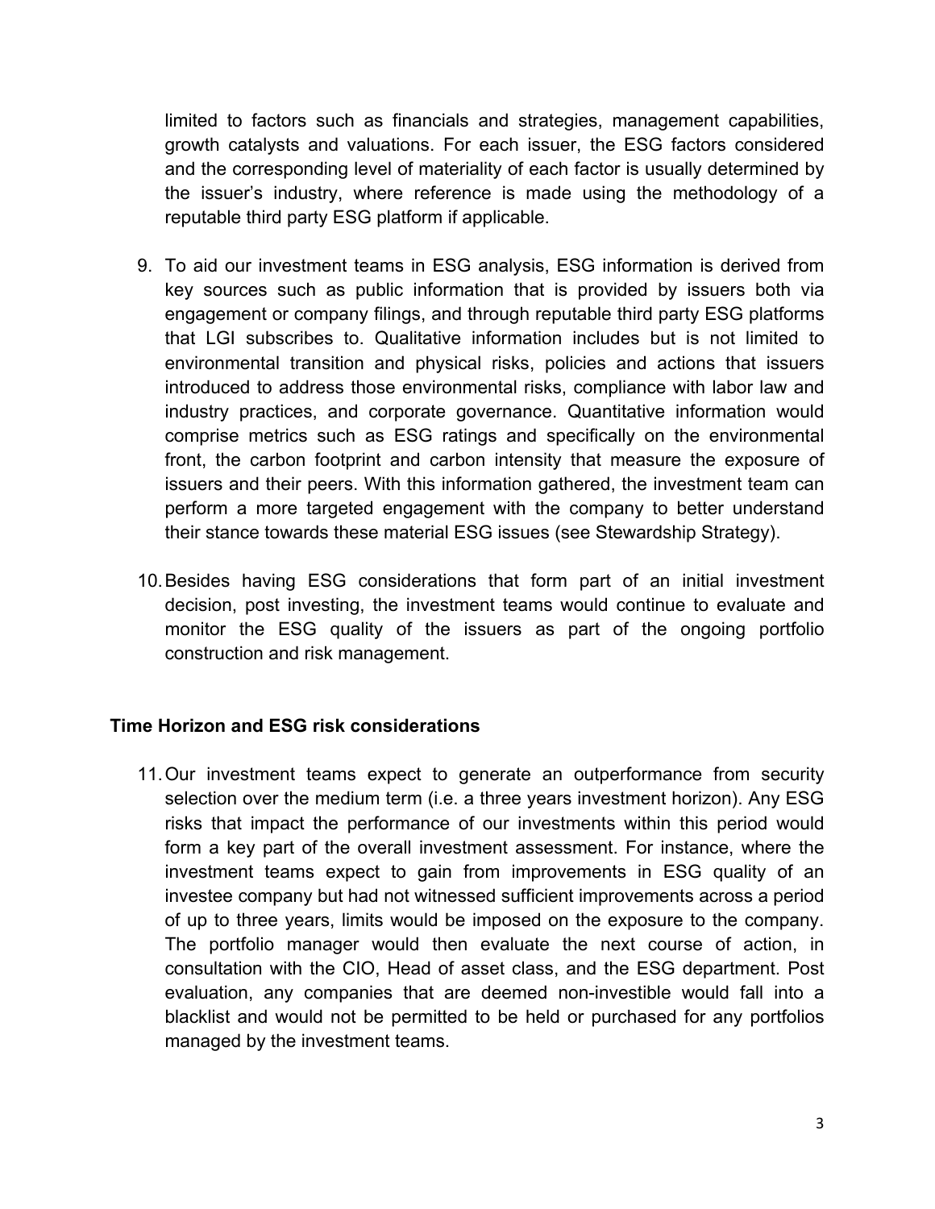limited to factors such as financials and strategies, management capabilities, growth catalysts and valuations. For each issuer, the ESG factors considered and the corresponding level of materiality of each factor is usually determined by the issuer's industry, where reference is made using the methodology of a reputable third party ESG platform if applicable.

9. To aid our investment teams in ESG analysis, ESG information is derived from key sources such as public information that is provided by issuers both via engagement or company filings, and through reputable third party ESG platforms that LGI subscribes to. Qualitative information includes but is not limited to environmental transition and physical risks, policies and actions that issuers introduced to address those environmental risks, compliance with labor law and industry practices, and corporate governance. Quantitative information would comprise metrics such as ESG ratings and specifically on the environmental front, the carbon footprint and carbon intensity that measure the exposure of issuers and their peers. With this information gathered, the investment team can perform a more targeted engagement with the company to better understand their stance towards these material ESG issues (see Stewardship Strategy).

10. Besides having ESG considerations that form part of an initial investment decision, post investing, the investment teams would continue to evaluate and monitor the ESG quality of the issuers as part of the ongoing portfolio construction and risk management.

**Time Horizon and ESG risk considerations**

11. Our investment teams expect to generate an outperformance from security selection over the medium term (i.e. a three years investment horizon). Any ESG risks that impact the performance of our investments within this period would form a key part of the overall investment assessment. For instance, where the investment teams expect to gain from improvements in ESG quality of an investee company but had not witnessed sufficient improvements across a period of up to three years, limits would be imposed on the exposure to the company. The portfolio manager would then evaluate the next course of action, in consultation with the CIO, Head of asset class, and the ESG department. Post evaluation, any companies that are deemed non-investible would fall into a blacklist and would not be permitted to be held or purchased for any portfolios managed by the investment teams.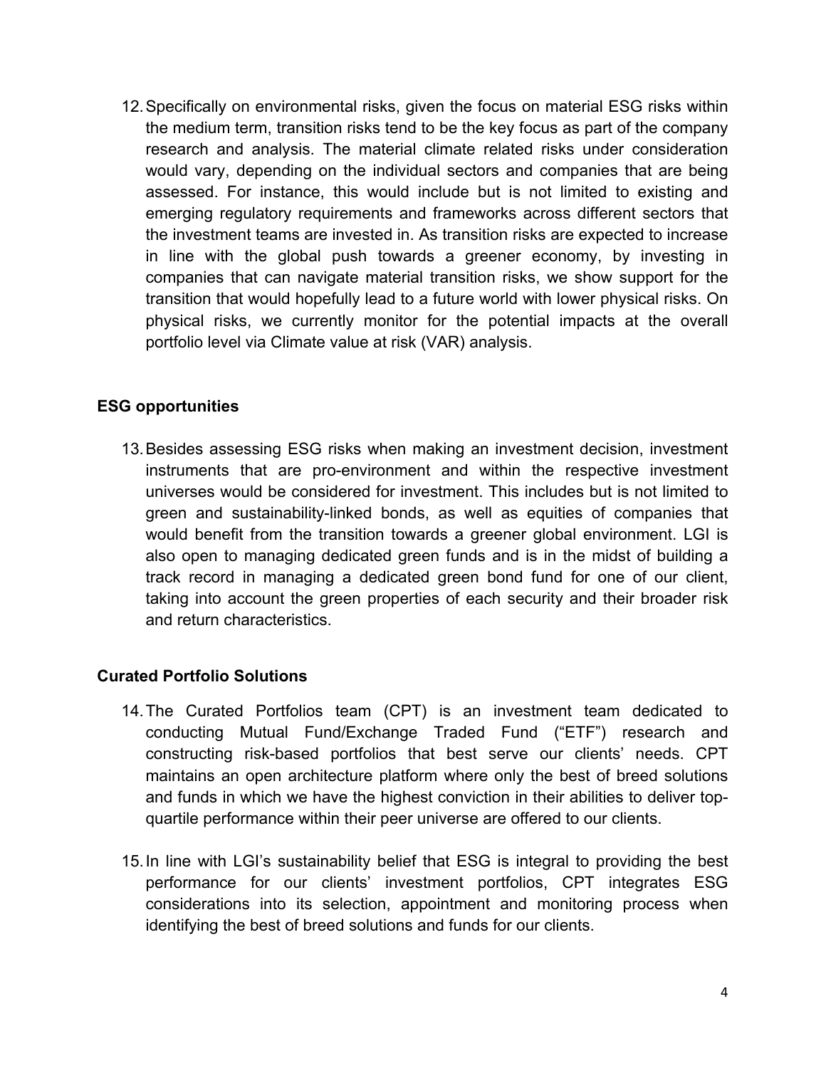12. Specifically on environmental risks, given the focus on material ESG risks within the medium term, transition risks tend to be the key focus as part of the company research and analysis. The material climate related risks under consideration would vary, depending on the individual sectors and companies that are being assessed. For instance, this would include but is not limited to existing and emerging regulatory requirements and frameworks across different sectors that the investment teams are invested in. As transition risks are expected to increase in line with the global push towards a greener economy, by investing in companies that can navigate material transition risks, we show support for the transition that would hopefully lead to a future world with lower physical risks. On physical risks, we currently monitor for the potential impacts at the overall portfolio level via Climate value at risk (VAR) analysis.

**ESG opportunities**

13. Besides assessing ESG risks when making an investment decision, investment instruments that are pro-environment and within the respective investment universes would be considered for investment. This includes but is not limited to green and sustainability-linked bonds, as well as equities of companies that would benefit from the transition towards a greener global environment. LGI is also open to managing dedicated green funds and is in the midst of building a track record in managing a dedicated green bond fund for one of our client, taking into account the green properties of each security and their broader risk and return characteristics.

**Curated Portfolio Solutions**

14. The Curated Portfolios team (CPT) is an investment team dedicated to conducting Mutual Fund/Exchange Traded Fund ("ETF") research and constructing risk-based portfolios that best serve our clients' needs. CPT maintains an open architecture platform where only the best of breed solutions and funds in which we have the highest conviction in their abilities to deliver top-quartile performance within their peer universe are offered to our clients.

15. In line with LGI's sustainability belief that ESG is integral to providing the best performance for our clients' investment portfolios, CPT integrates ESG considerations into its selection, appointment and monitoring process when identifying the best of breed solutions and funds for our clients.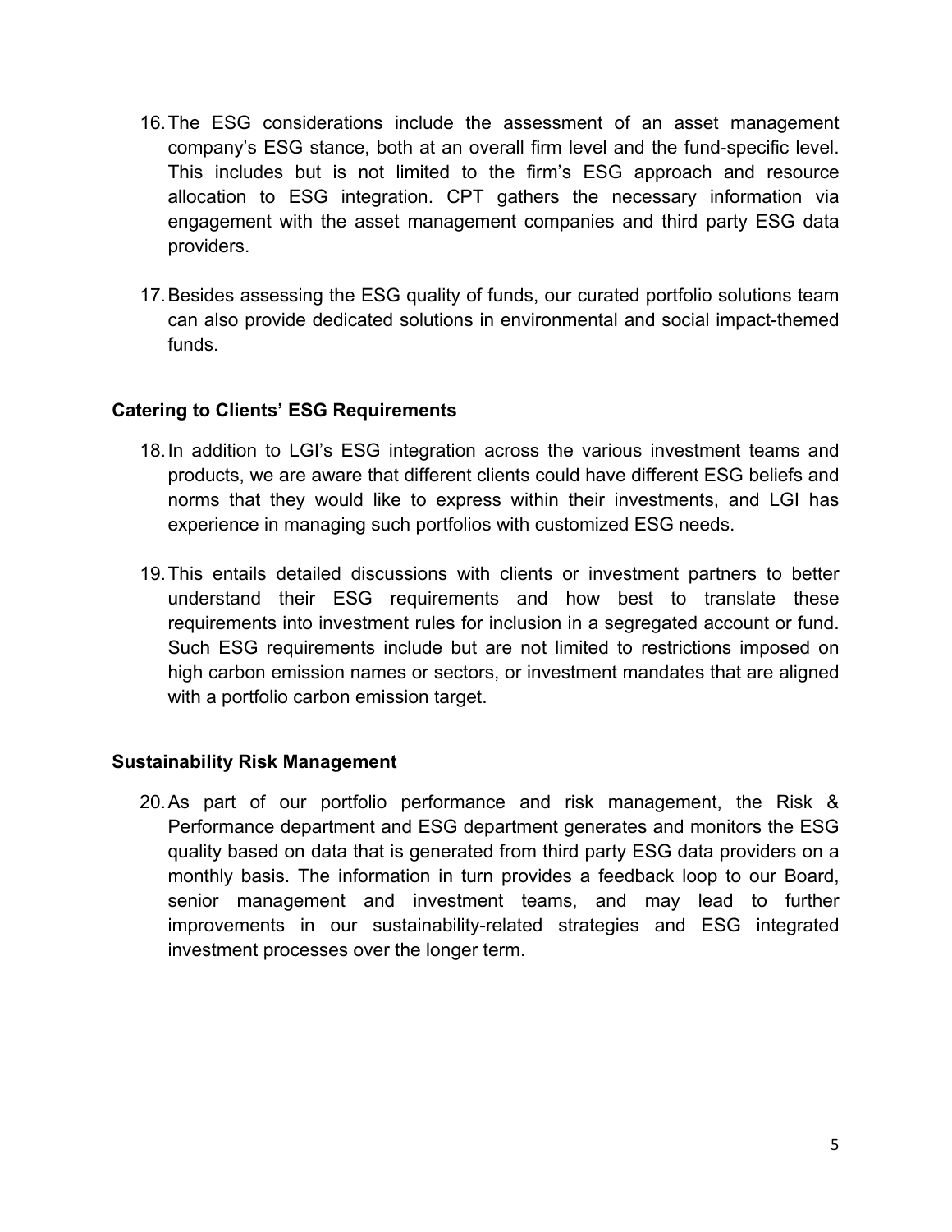16. The ESG considerations include the assessment of an asset management company's ESG stance, both at an overall firm level and the fund-specific level. This includes but is not limited to the firm's ESG approach and resource allocation to ESG integration. CPT gathers the necessary information via engagement with the asset management companies and third party ESG data providers.

17. Besides assessing the ESG quality of funds, our curated portfolio solutions team can also provide dedicated solutions in environmental and social impact-themed funds.

**Catering to Clients' ESG Requirements**

18. In addition to LGI's ESG integration across the various investment teams and products, we are aware that different clients could have different ESG beliefs and norms that they would like to express within their investments, and LGI has experience in managing such portfolios with customized ESG needs.

19. This entails detailed discussions with clients or investment partners to better understand their ESG requirements and how best to translate these requirements into investment rules for inclusion in a segregated account or fund. Such ESG requirements include but are not limited to restrictions imposed on high carbon emission names or sectors, or investment mandates that are aligned with a portfolio carbon emission target.

**Sustainability Risk Management**

20. As part of our portfolio performance and risk management, the Risk & Performance department and ESG department generates and monitors the ESG quality based on data that is generated from third party ESG data providers on a monthly basis. The information in turn provides a feedback loop to our Board, senior management and investment teams, and may lead to further improvements in our sustainability-related strategies and ESG integrated investment processes over the longer term.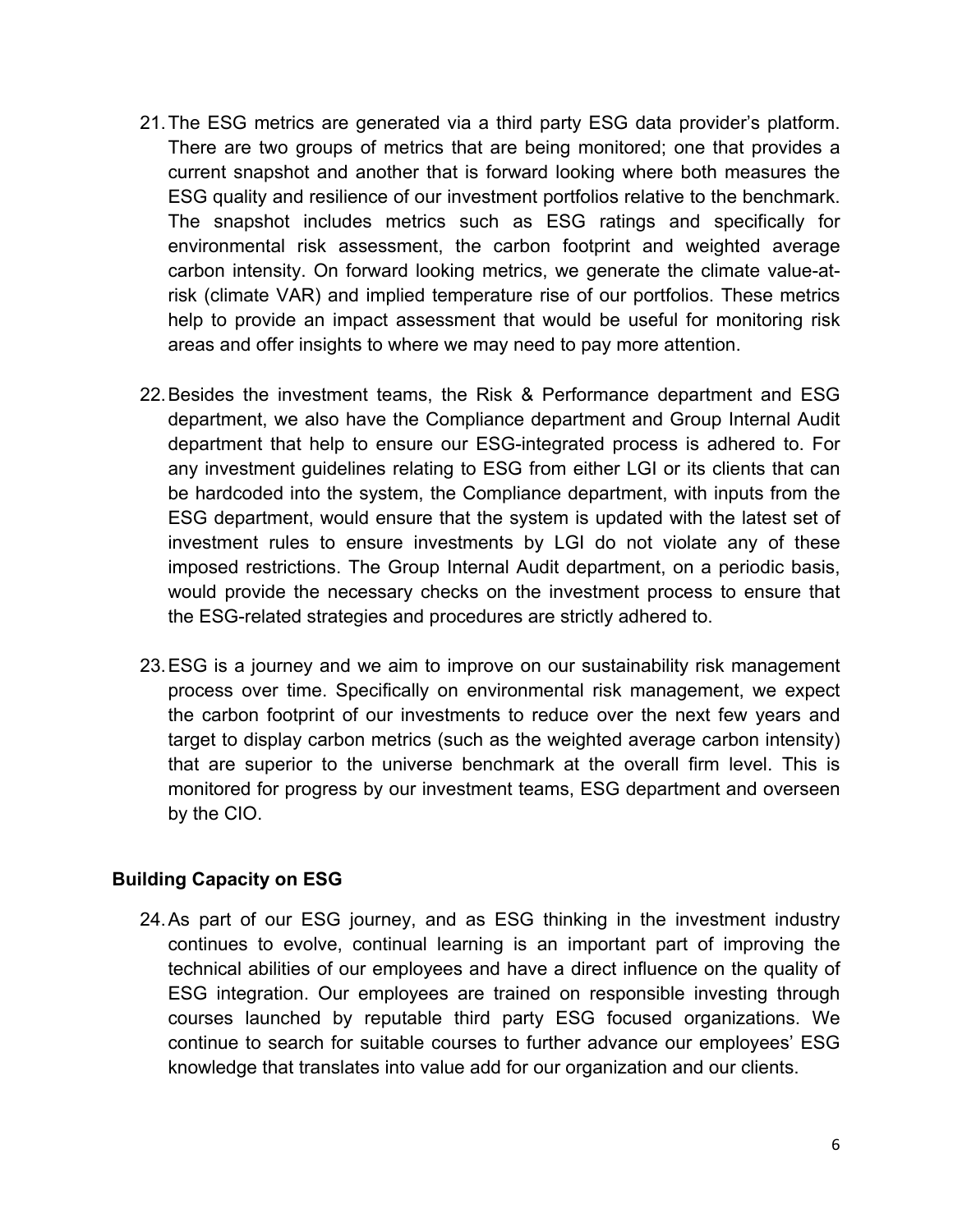21. The ESG metrics are generated via a third party ESG data provider's platform. There are two groups of metrics that are being monitored; one that provides a current snapshot and another that is forward looking where both measures the ESG quality and resilience of our investment portfolios relative to the benchmark. The snapshot includes metrics such as ESG ratings and specifically for environmental risk assessment, the carbon footprint and weighted average carbon intensity. On forward looking metrics, we generate the climate value-at-risk (climate VAR) and implied temperature rise of our portfolios. These metrics help to provide an impact assessment that would be useful for monitoring risk areas and offer insights to where we may need to pay more attention.

22. Besides the investment teams, the Risk & Performance department and ESG department, we also have the Compliance department and Group Internal Audit department that help to ensure our ESG-integrated process is adhered to. For any investment guidelines relating to ESG from either LGI or its clients that can be hardcoded into the system, the Compliance department, with inputs from the ESG department, would ensure that the system is updated with the latest set of investment rules to ensure investments by LGI do not violate any of these imposed restrictions. The Group Internal Audit department, on a periodic basis, would provide the necessary checks on the investment process to ensure that the ESG-related strategies and procedures are strictly adhered to.

23. ESG is a journey and we aim to improve on our sustainability risk management process over time. Specifically on environmental risk management, we expect the carbon footprint of our investments to reduce over the next few years and target to display carbon metrics (such as the weighted average carbon intensity) that are superior to the universe benchmark at the overall firm level. This is monitored for progress by our investment teams, ESG department and overseen by the CIO.

## Building Capacity on ESG

24. As part of our ESG journey, and as ESG thinking in the investment industry continues to evolve, continual learning is an important part of improving the technical abilities of our employees and have a direct influence on the quality of ESG integration. Our employees are trained on responsible investing through courses launched by reputable third party ESG focused organizations. We continue to search for suitable courses to further advance our employees' ESG knowledge that translates into value add for our organization and our clients.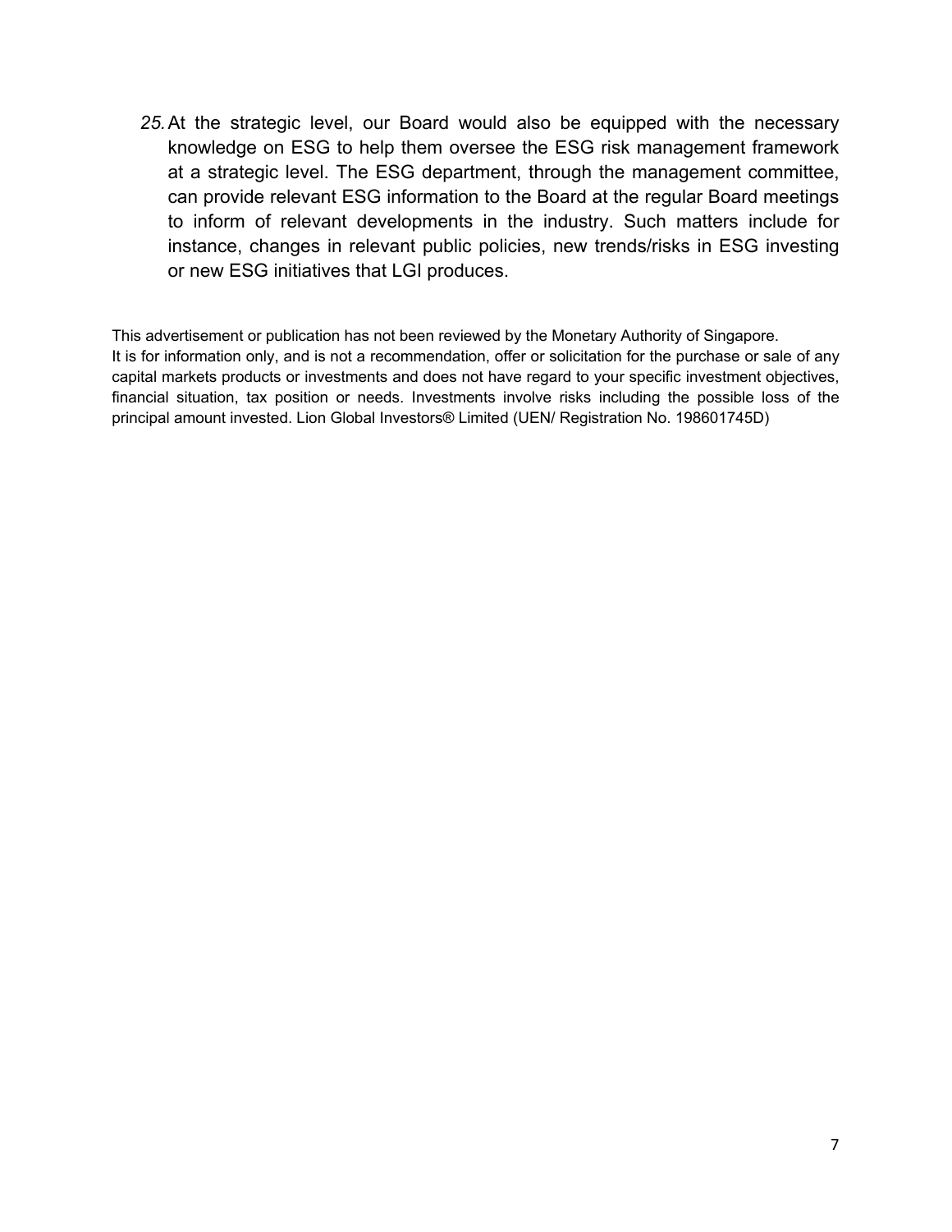25. At the strategic level, our Board would also be equipped with the necessary knowledge on ESG to help them oversee the ESG risk management framework at a strategic level. The ESG department, through the management committee, can provide relevant ESG information to the Board at the regular Board meetings to inform of relevant developments in the industry. Such matters include for instance, changes in relevant public policies, new trends/risks in ESG investing or new ESG initiatives that LGI produces.

This advertisement or publication has not been reviewed by the Monetary Authority of Singapore.
It is for information only, and is not a recommendation, offer or solicitation for the purchase or sale of any capital markets products or investments and does not have regard to your specific investment objectives, financial situation, tax position or needs. Investments involve risks including the possible loss of the principal amount invested. Lion Global Investors® Limited (UEN/ Registration No. 198601745D)